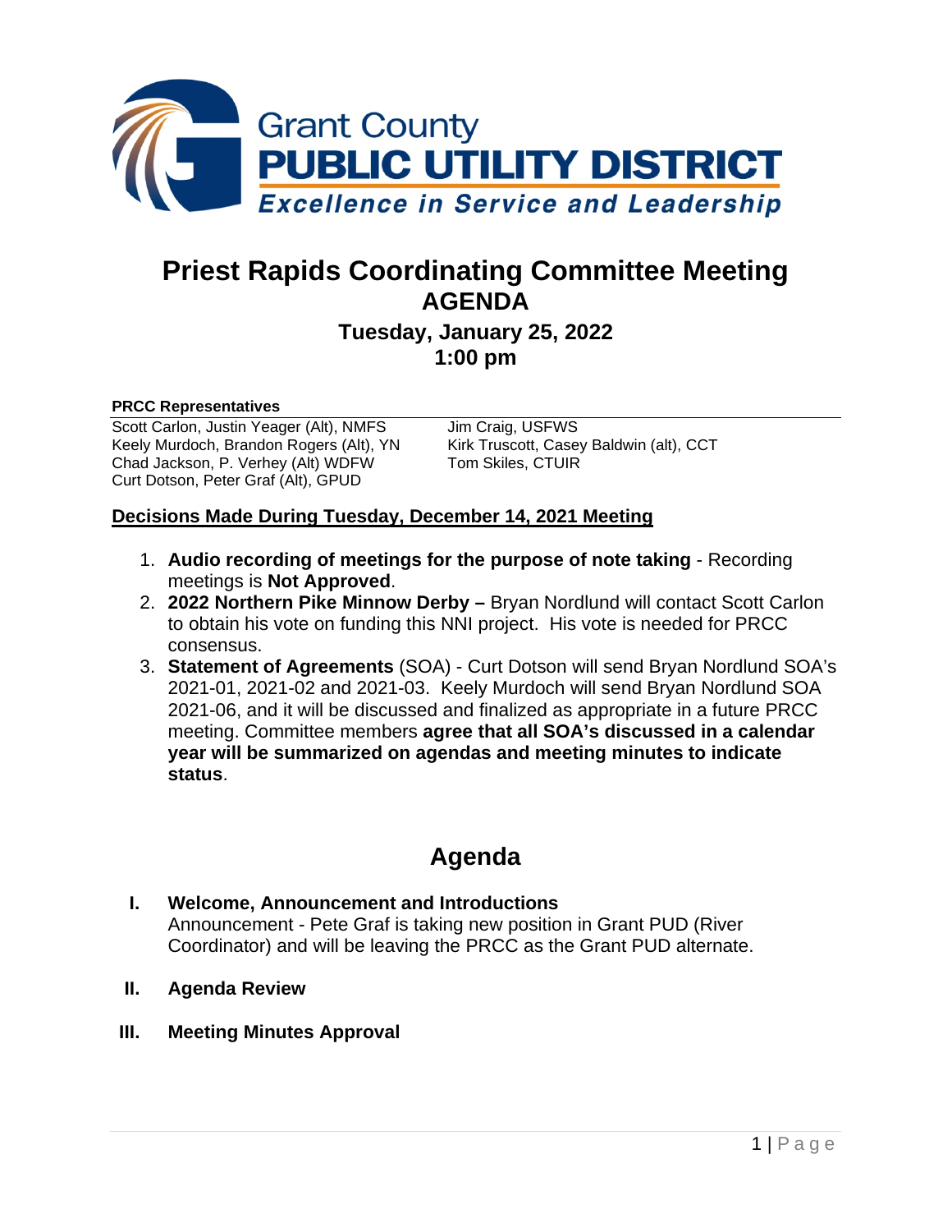Grant County
**PUBLIC UTILITY DISTRICT**
*Excellence in Service and Leadership*

# Priest Rapids Coordinating Committee Meeting
## AGENDA
### Tuesday, January 25, 2022
### 1:00 pm

**PRCC Representatives**

Scott Carlon, Justin Yeager (Alt), NMFS
Keely Murdoch, Brandon Rogers (Alt), YN
Chad Jackson, P. Verhey (Alt) WDFW
Curt Dotson, Peter Graf (Alt), GPUD
Jim Craig, USFWS
Kirk Truscott, Casey Baldwin (alt), CCT
Tom Skiles, CTUIR

**Decisions Made During Tuesday, December 14, 2021 Meeting**

1. **Audio recording of meetings for the purpose of note taking** - Recording meetings is **Not Approved**.
2. **2022 Northern Pike Minnow Derby –** Bryan Nordlund will contact Scott Carlon to obtain his vote on funding this NNI project. His vote is needed for PRCC consensus.
3. **Statement of Agreements** (SOA) - Curt Dotson will send Bryan Nordlund SOA's 2021-01, 2021-02 and 2021-03. Keely Murdoch will send Bryan Nordlund SOA 2021-06, and it will be discussed and finalized as appropriate in a future PRCC meeting. Committee members **agree that all SOA's discussed in a calendar year will be summarized on agendas and meeting minutes to indicate status**.

## Agenda

**I. Welcome, Announcement and Introductions**
Announcement - Pete Graf is taking new position in Grant PUD (River Coordinator) and will be leaving the PRCC as the Grant PUD alternate.

**II. Agenda Review**

**III. Meeting Minutes Approval**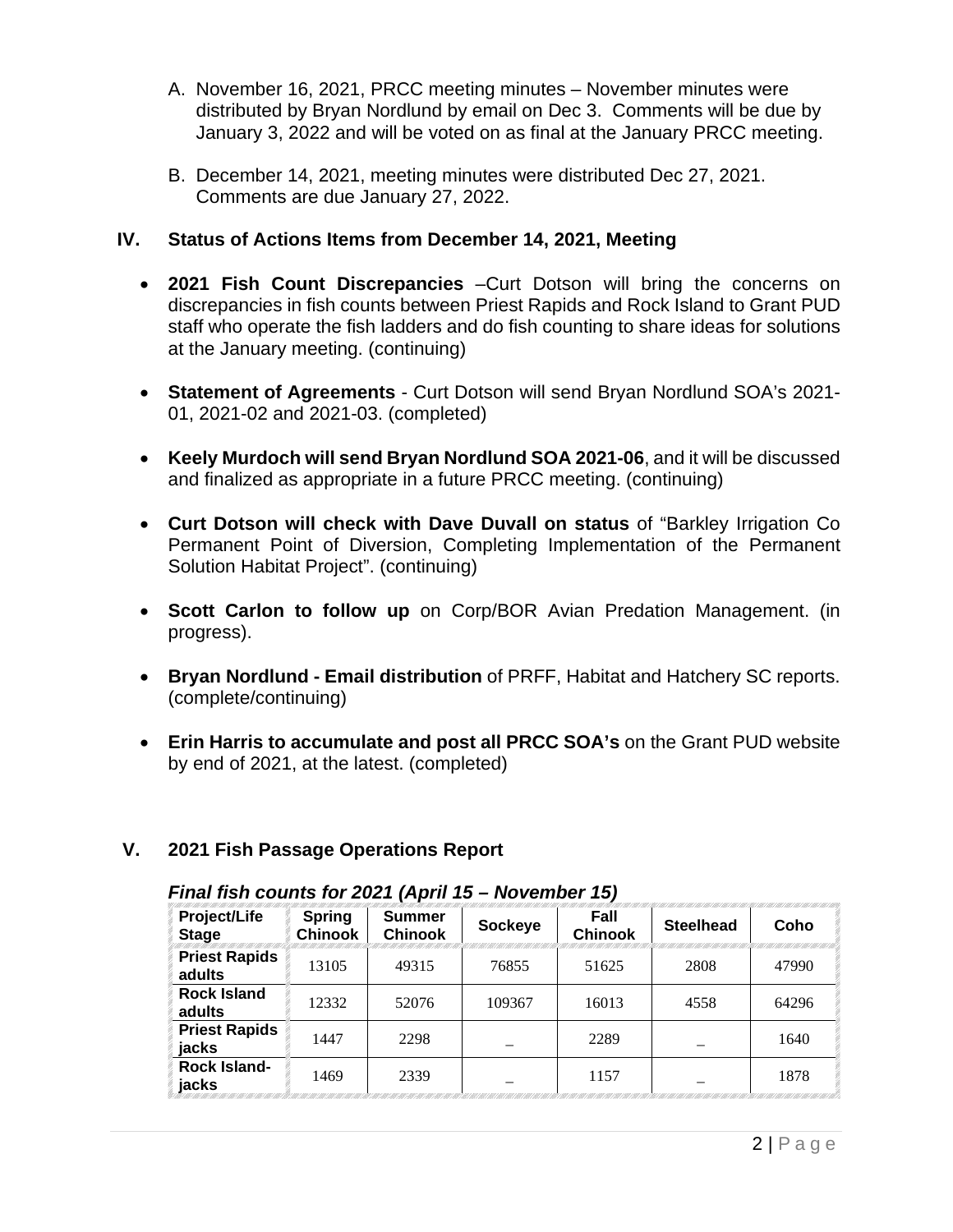A. November 16, 2021, PRCC meeting minutes – November minutes were distributed by Bryan Nordlund by email on Dec 3. Comments will be due by January 3, 2022 and will be voted on as final at the January PRCC meeting.

B. December 14, 2021, meeting minutes were distributed Dec 27, 2021. Comments are due January 27, 2022.

## IV. Status of Actions Items from December 14, 2021, Meeting

- **2021 Fish Count Discrepancies** –Curt Dotson will bring the concerns on discrepancies in fish counts between Priest Rapids and Rock Island to Grant PUD staff who operate the fish ladders and do fish counting to share ideas for solutions at the January meeting. (continuing)
- **Statement of Agreements** - Curt Dotson will send Bryan Nordlund SOA's 2021-01, 2021-02 and 2021-03. (completed)
- **Keely Murdoch will send Bryan Nordlund SOA 2021-06**, and it will be discussed and finalized as appropriate in a future PRCC meeting. (continuing)
- **Curt Dotson will check with Dave Duvall on status** of "Barkley Irrigation Co Permanent Point of Diversion, Completing Implementation of the Permanent Solution Habitat Project". (continuing)
- **Scott Carlon to follow up** on Corp/BOR Avian Predation Management. (in progress).
- **Bryan Nordlund - Email distribution** of PRFF, Habitat and Hatchery SC reports. (complete/continuing)
- **Erin Harris to accumulate and post all PRCC SOA's** on the Grant PUD website by end of 2021, at the latest. (completed)

## V. 2021 Fish Passage Operations Report

***Final fish counts for 2021 (April 15 – November 15)***

| Project/Life Stage | Spring Chinook | Summer Chinook | Sockeye | Fall Chinook | Steelhead | Coho |
|---|---|---|---|---|---|---|
| **Priest Rapids adults** | 13105 | 49315 | 76855 | 51625 | 2808 | 47990 |
| **Rock Island adults** | 12332 | 52076 | 109367 | 16013 | 4558 | 64296 |
| **Priest Rapids jacks** | 1447 | 2298 | _ | 2289 | _ | 1640 |
| **Rock Island-jacks** | 1469 | 2339 | _ | 1157 | _ | 1878 |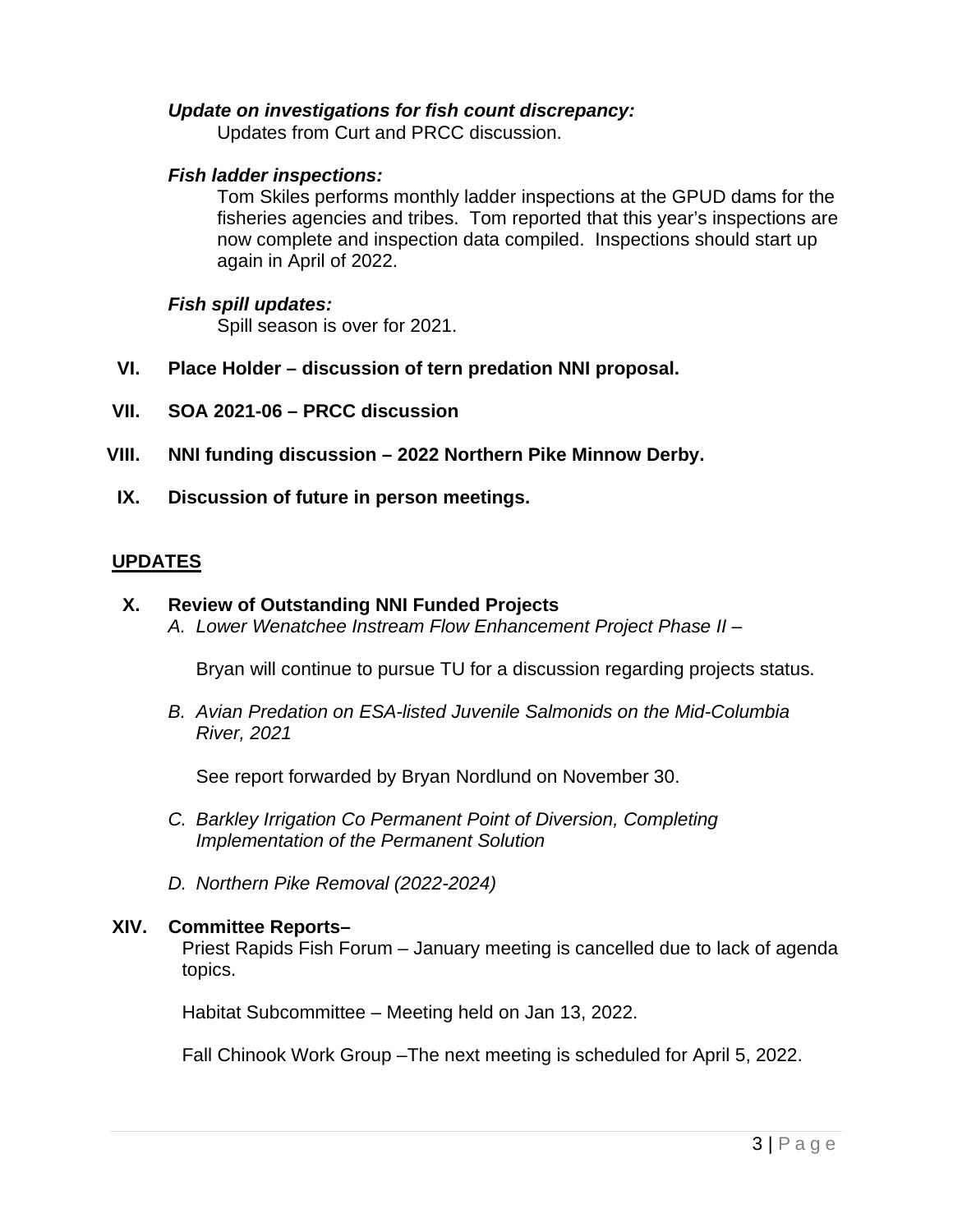***Update on investigations for fish count discrepancy:***

Updates from Curt and PRCC discussion.

***Fish ladder inspections:***

Tom Skiles performs monthly ladder inspections at the GPUD dams for the fisheries agencies and tribes. Tom reported that this year's inspections are now complete and inspection data compiled. Inspections should start up again in April of 2022.

***Fish spill updates:***

Spill season is over for 2021.

**VI. Place Holder – discussion of tern predation NNI proposal.**

**VII. SOA 2021-06 – PRCC discussion**

**VIII. NNI funding discussion – 2022 Northern Pike Minnow Derby.**

**IX. Discussion of future in person meetings.**

## UPDATES

**X. Review of Outstanding NNI Funded Projects**

*A. Lower Wenatchee Instream Flow Enhancement Project Phase II –*

Bryan will continue to pursue TU for a discussion regarding projects status.

*B. Avian Predation on ESA-listed Juvenile Salmonids on the Mid-Columbia River, 2021*

See report forwarded by Bryan Nordlund on November 30.

*C. Barkley Irrigation Co Permanent Point of Diversion, Completing Implementation of the Permanent Solution*

*D. Northern Pike Removal (2022-2024)*

**XIV. Committee Reports–**

Priest Rapids Fish Forum – January meeting is cancelled due to lack of agenda topics.

Habitat Subcommittee – Meeting held on Jan 13, 2022.

Fall Chinook Work Group –The next meeting is scheduled for April 5, 2022.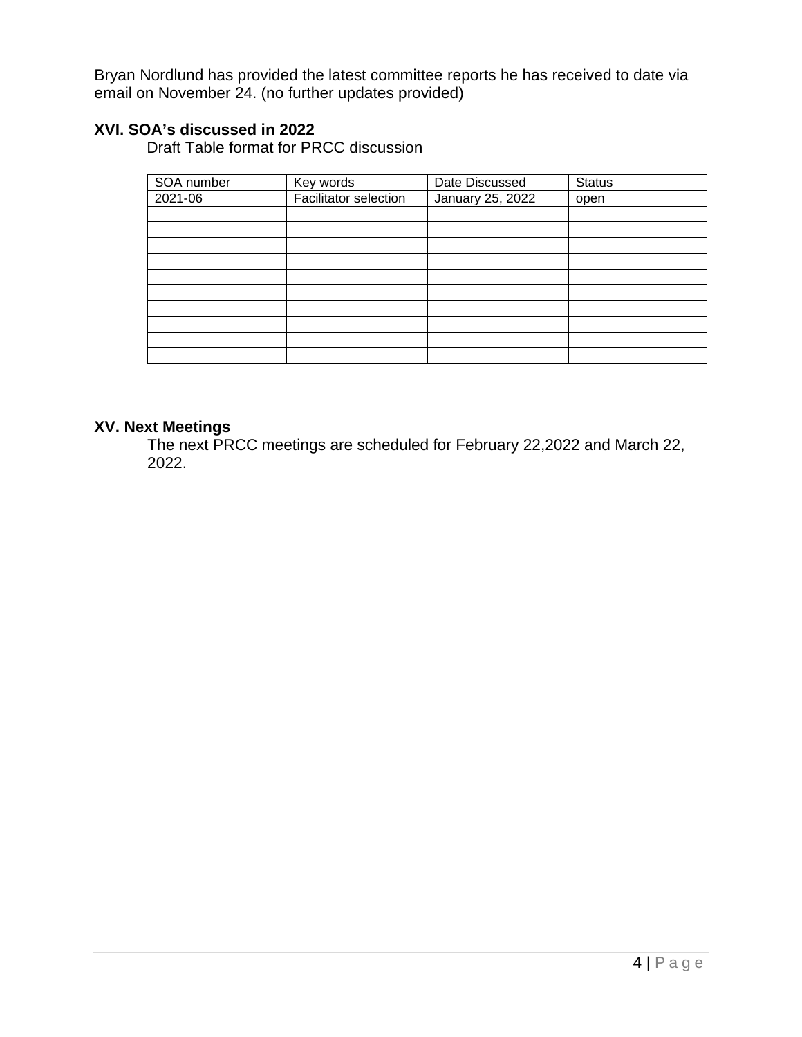Bryan Nordlund has provided the latest committee reports he has received to date via email on November 24. (no further updates provided)

## XVI. SOA's discussed in 2022

Draft Table format for PRCC discussion

| SOA number | Key words | Date Discussed | Status |
|---|---|---|---|
| 2021-06 | Facilitator selection | January 25, 2022 | open |
| | | | |
| | | | |
| | | | |
| | | | |
| | | | |
| | | | |
| | | | |
| | | | |
| | | | |
| | | | |

## XV. Next Meetings

The next PRCC meetings are scheduled for February 22,2022 and March 22, 2022.